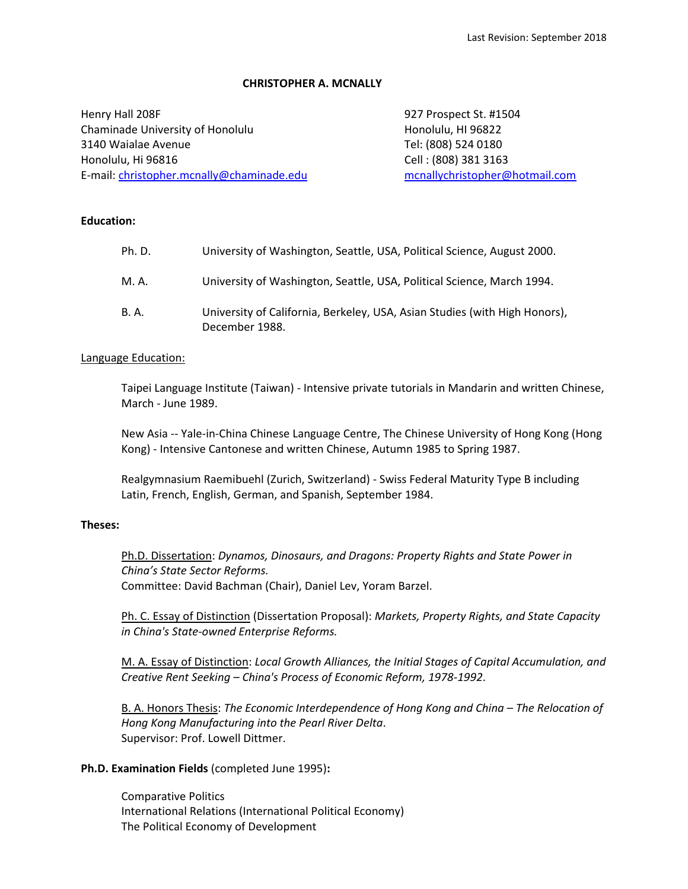Last Revision: September 2018

# CHRISTOPHER A. MCNALLY

Henry Hall 208F
Chaminade University of Honolulu
3140 Waialae Avenue
Honolulu, Hi 96816
E-mail: christopher.mcnally@chaminade.edu

927 Prospect St. #1504
Honolulu, HI 96822
Tel: (808) 524 0180
Cell : (808) 381 3163
mcnallychristopher@hotmail.com

## Education:

| | |
|---|---|
| Ph. D. | University of Washington, Seattle, USA, Political Science, August 2000. |
| M. A. | University of Washington, Seattle, USA, Political Science, March 1994. |
| B. A. | University of California, Berkeley, USA, Asian Studies (with High Honors), December 1988. |

### Language Education:

Taipei Language Institute (Taiwan) - Intensive private tutorials in Mandarin and written Chinese, March - June 1989.

New Asia -- Yale-in-China Chinese Language Centre, The Chinese University of Hong Kong (Hong Kong) - Intensive Cantonese and written Chinese, Autumn 1985 to Spring 1987.

Realgymnasium Raemibuehl (Zurich, Switzerland) - Swiss Federal Maturity Type B including Latin, French, English, German, and Spanish, September 1984.

## Theses:

Ph.D. Dissertation: *Dynamos, Dinosaurs, and Dragons: Property Rights and State Power in China's State Sector Reforms.*
Committee: David Bachman (Chair), Daniel Lev, Yoram Barzel.

Ph. C. Essay of Distinction (Dissertation Proposal): *Markets, Property Rights, and State Capacity in China's State-owned Enterprise Reforms.*

M. A. Essay of Distinction: *Local Growth Alliances, the Initial Stages of Capital Accumulation, and Creative Rent Seeking – China's Process of Economic Reform, 1978-1992*.

B. A. Honors Thesis: *The Economic Interdependence of Hong Kong and China – The Relocation of Hong Kong Manufacturing into the Pearl River Delta*.
Supervisor: Prof. Lowell Dittmer.

## Ph.D. Examination Fields (completed June 1995):

Comparative Politics
International Relations (International Political Economy)
The Political Economy of Development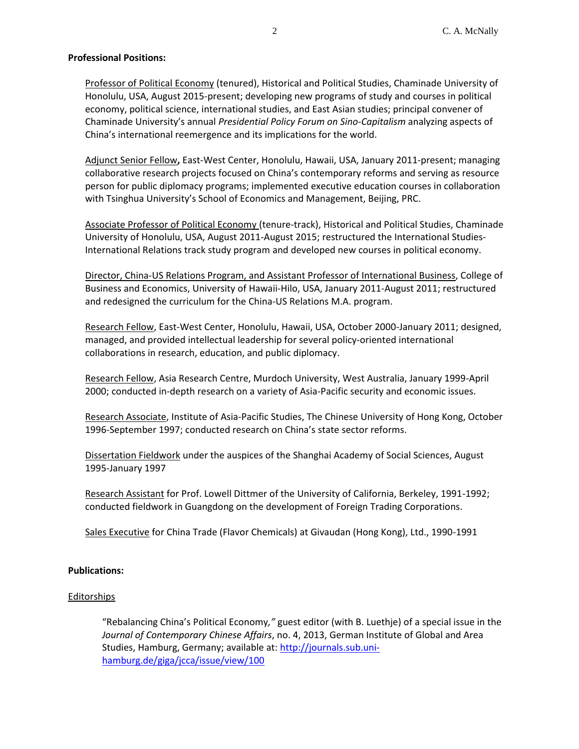**Professional Positions:**

Professor of Political Economy (tenured), Historical and Political Studies, Chaminade University of Honolulu, USA, August 2015-present; developing new programs of study and courses in political economy, political science, international studies, and East Asian studies; principal convener of Chaminade University's annual *Presidential Policy Forum on Sino-Capitalism* analyzing aspects of China's international reemergence and its implications for the world.

Adjunct Senior Fellow**,** East-West Center, Honolulu, Hawaii, USA, January 2011-present; managing collaborative research projects focused on China's contemporary reforms and serving as resource person for public diplomacy programs; implemented executive education courses in collaboration with Tsinghua University's School of Economics and Management, Beijing, PRC.

Associate Professor of Political Economy (tenure-track), Historical and Political Studies, Chaminade University of Honolulu, USA, August 2011-August 2015; restructured the International Studies-International Relations track study program and developed new courses in political economy.

Director, China-US Relations Program, and Assistant Professor of International Business, College of Business and Economics, University of Hawaii-Hilo, USA, January 2011-August 2011; restructured and redesigned the curriculum for the China-US Relations M.A. program.

Research Fellow, East-West Center, Honolulu, Hawaii, USA, October 2000-January 2011; designed, managed, and provided intellectual leadership for several policy-oriented international collaborations in research, education, and public diplomacy.

Research Fellow, Asia Research Centre, Murdoch University, West Australia, January 1999-April 2000; conducted in-depth research on a variety of Asia-Pacific security and economic issues.

Research Associate, Institute of Asia-Pacific Studies, The Chinese University of Hong Kong, October 1996-September 1997; conducted research on China's state sector reforms.

Dissertation Fieldwork under the auspices of the Shanghai Academy of Social Sciences, August 1995-January 1997

Research Assistant for Prof. Lowell Dittmer of the University of California, Berkeley, 1991-1992; conducted fieldwork in Guangdong on the development of Foreign Trading Corporations.

Sales Executive for China Trade (Flavor Chemicals) at Givaudan (Hong Kong), Ltd., 1990-1991

**Publications:**

Editorships

"Rebalancing China's Political Economy*,"* guest editor (with B. Luethje) of a special issue in the *Journal of Contemporary Chinese Affairs*, no. 4, 2013, German Institute of Global and Area Studies, Hamburg, Germany; available at: http://journals.sub.uni-hamburg.de/giga/jcca/issue/view/100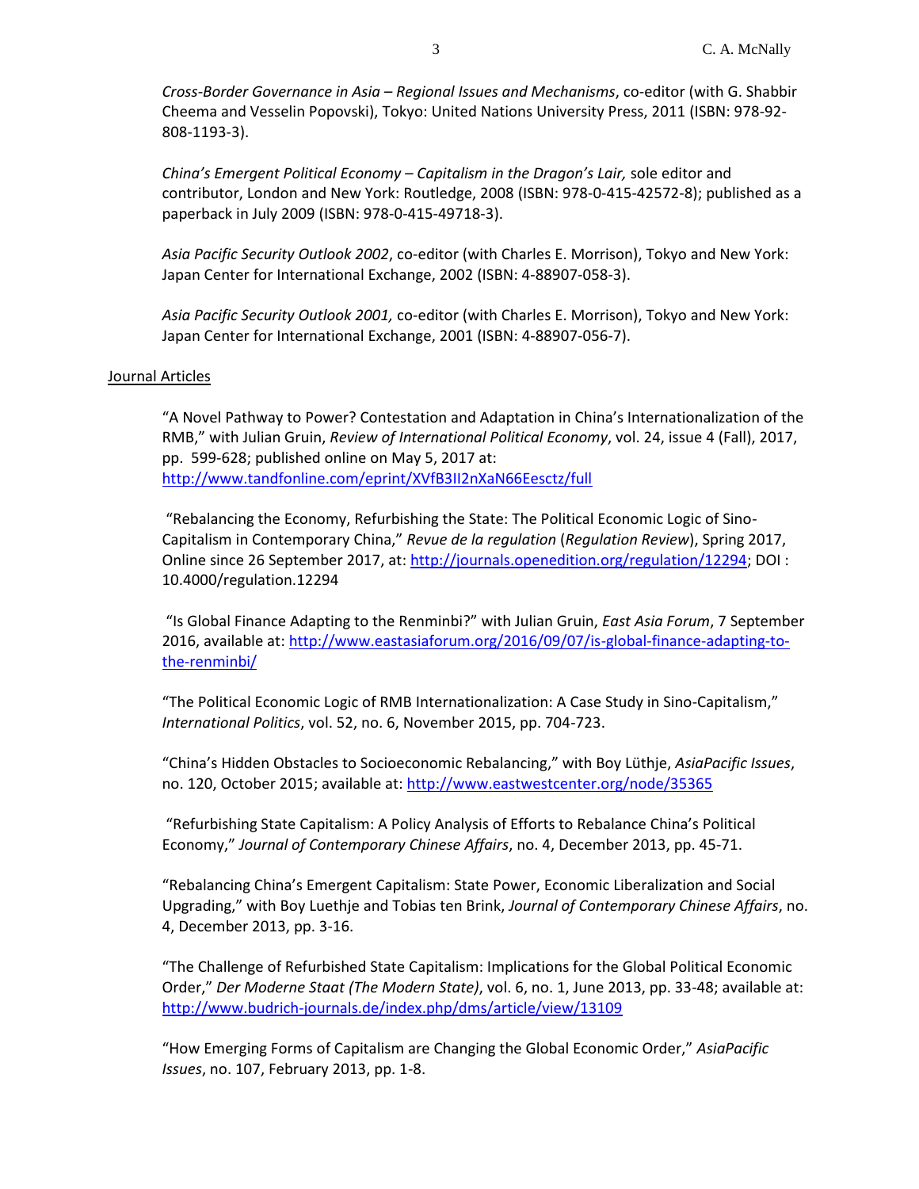*Cross-Border Governance in Asia – Regional Issues and Mechanisms*, co-editor (with G. Shabbir Cheema and Vesselin Popovski), Tokyo: United Nations University Press, 2011 (ISBN: 978-92-808-1193-3).

*China's Emergent Political Economy – Capitalism in the Dragon's Lair,* sole editor and contributor, London and New York: Routledge, 2008 (ISBN: 978-0-415-42572-8); published as a paperback in July 2009 (ISBN: 978-0-415-49718-3).

*Asia Pacific Security Outlook 2002*, co-editor (with Charles E. Morrison), Tokyo and New York: Japan Center for International Exchange, 2002 (ISBN: 4-88907-058-3).

*Asia Pacific Security Outlook 2001,* co-editor (with Charles E. Morrison), Tokyo and New York: Japan Center for International Exchange, 2001 (ISBN: 4-88907-056-7).

## Journal Articles

"A Novel Pathway to Power? Contestation and Adaptation in China's Internationalization of the RMB," with Julian Gruin, *Review of International Political Economy*, vol. 24, issue 4 (Fall), 2017, pp. 599-628; published online on May 5, 2017 at: http://www.tandfonline.com/eprint/XVfB3II2nXaN66Eesctz/full

"Rebalancing the Economy, Refurbishing the State: The Political Economic Logic of Sino-Capitalism in Contemporary China," *Revue de la regulation* (*Regulation Review*), Spring 2017, Online since 26 September 2017, at: http://journals.openedition.org/regulation/12294; DOI : 10.4000/regulation.12294

"Is Global Finance Adapting to the Renminbi?" with Julian Gruin, *East Asia Forum*, 7 September 2016, available at: http://www.eastasiaforum.org/2016/09/07/is-global-finance-adapting-to-the-renminbi/

"The Political Economic Logic of RMB Internationalization: A Case Study in Sino-Capitalism," *International Politics*, vol. 52, no. 6, November 2015, pp. 704-723.

"China's Hidden Obstacles to Socioeconomic Rebalancing," with Boy Lüthje, *AsiaPacific Issues*, no. 120, October 2015; available at: http://www.eastwestcenter.org/node/35365

"Refurbishing State Capitalism: A Policy Analysis of Efforts to Rebalance China's Political Economy," *Journal of Contemporary Chinese Affairs*, no. 4, December 2013, pp. 45-71.

"Rebalancing China's Emergent Capitalism: State Power, Economic Liberalization and Social Upgrading," with Boy Luethje and Tobias ten Brink, *Journal of Contemporary Chinese Affairs*, no. 4, December 2013, pp. 3-16.

"The Challenge of Refurbished State Capitalism: Implications for the Global Political Economic Order," *Der Moderne Staat (The Modern State)*, vol. 6, no. 1, June 2013, pp. 33-48; available at: http://www.budrich-journals.de/index.php/dms/article/view/13109

"How Emerging Forms of Capitalism are Changing the Global Economic Order," *AsiaPacific Issues*, no. 107, February 2013, pp. 1-8.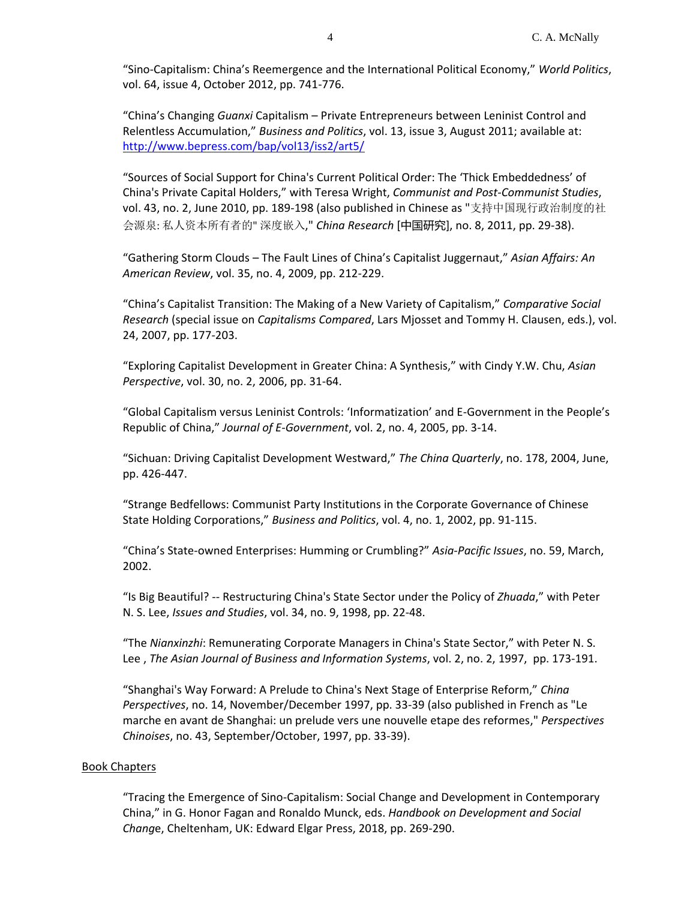“Sino-Capitalism: China’s Reemergence and the International Political Economy,” *World Politics*, vol. 64, issue 4, October 2012, pp. 741-776.

“China’s Changing *Guanxi* Capitalism – Private Entrepreneurs between Leninist Control and Relentless Accumulation,” *Business and Politics*, vol. 13, issue 3, August 2011; available at: http://www.bepress.com/bap/vol13/iss2/art5/

“Sources of Social Support for China's Current Political Order: The ‘Thick Embeddedness’ of China's Private Capital Holders,” with Teresa Wright, *Communist and Post-Communist Studies*, vol. 43, no. 2, June 2010, pp. 189-198 (also published in Chinese as "支持中国现行政治制度的社会源泉: 私人资本所有者的" 深度嵌入," *China Research* [中国研究], no. 8, 2011, pp. 29-38).

“Gathering Storm Clouds – The Fault Lines of China’s Capitalist Juggernaut,” *Asian Affairs: An American Review*, vol. 35, no. 4, 2009, pp. 212-229.

“China’s Capitalist Transition: The Making of a New Variety of Capitalism,” *Comparative Social Research* (special issue on *Capitalisms Compared*, Lars Mjosset and Tommy H. Clausen, eds.), vol. 24, 2007, pp. 177-203.

“Exploring Capitalist Development in Greater China: A Synthesis,” with Cindy Y.W. Chu, *Asian Perspective*, vol. 30, no. 2, 2006, pp. 31-64.

“Global Capitalism versus Leninist Controls: ‘Informatization’ and E-Government in the People’s Republic of China,” *Journal of E-Government*, vol. 2, no. 4, 2005, pp. 3-14.

“Sichuan: Driving Capitalist Development Westward,” *The China Quarterly*, no. 178, 2004, June, pp. 426-447.

“Strange Bedfellows: Communist Party Institutions in the Corporate Governance of Chinese State Holding Corporations,” *Business and Politics*, vol. 4, no. 1, 2002, pp. 91-115.

“China’s State-owned Enterprises: Humming or Crumbling?” *Asia-Pacific Issues*, no. 59, March, 2002.

“Is Big Beautiful? -- Restructuring China's State Sector under the Policy of *Zhuada*,” with Peter N. S. Lee, *Issues and Studies*, vol. 34, no. 9, 1998, pp. 22-48.

“The *Nianxinzhi*: Remunerating Corporate Managers in China's State Sector,” with Peter N. S. Lee , *The Asian Journal of Business and Information Systems*, vol. 2, no. 2, 1997, pp. 173-191.

“Shanghai's Way Forward: A Prelude to China's Next Stage of Enterprise Reform,” *China Perspectives*, no. 14, November/December 1997, pp. 33-39 (also published in French as "Le marche en avant de Shanghai: un prelude vers une nouvelle etape des reformes," *Perspectives Chinoises*, no. 43, September/October, 1997, pp. 33-39).

Book Chapters

“Tracing the Emergence of Sino-Capitalism: Social Change and Development in Contemporary China,” in G. Honor Fagan and Ronaldo Munck, eds. *Handbook on Development and Social Change*, Cheltenham, UK: Edward Elgar Press, 2018, pp. 269-290.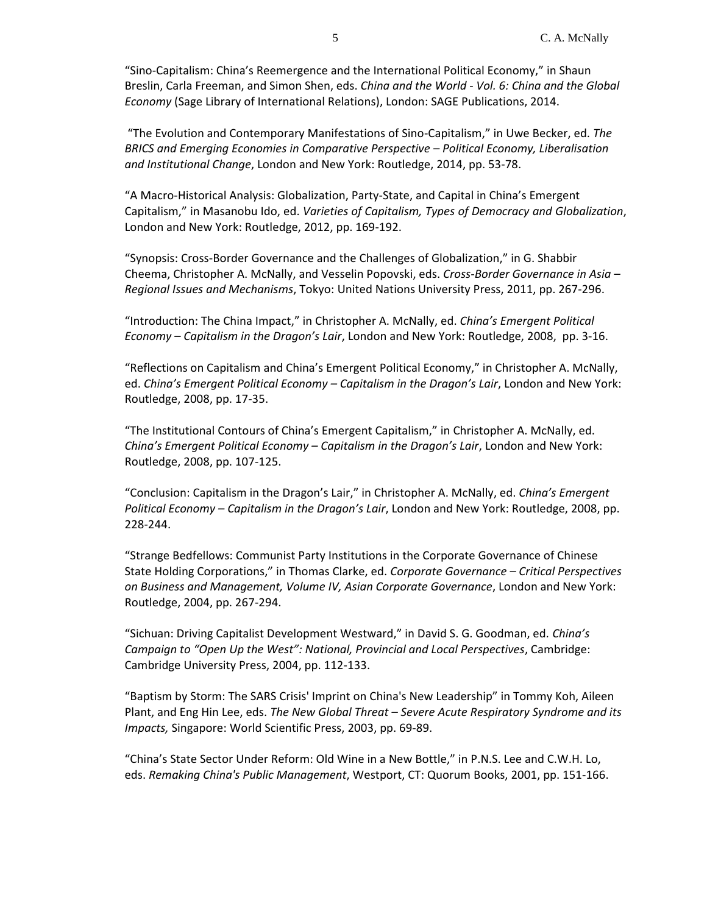"Sino-Capitalism: China's Reemergence and the International Political Economy," in Shaun Breslin, Carla Freeman, and Simon Shen, eds. *China and the World - Vol. 6: China and the Global Economy* (Sage Library of International Relations), London: SAGE Publications, 2014.

"The Evolution and Contemporary Manifestations of Sino-Capitalism," in Uwe Becker, ed. *The BRICS and Emerging Economies in Comparative Perspective – Political Economy, Liberalisation and Institutional Change*, London and New York: Routledge, 2014, pp. 53-78.

"A Macro-Historical Analysis: Globalization, Party-State, and Capital in China's Emergent Capitalism," in Masanobu Ido, ed. *Varieties of Capitalism, Types of Democracy and Globalization*, London and New York: Routledge, 2012, pp. 169-192.

"Synopsis: Cross-Border Governance and the Challenges of Globalization," in G. Shabbir Cheema, Christopher A. McNally, and Vesselin Popovski, eds. *Cross-Border Governance in Asia – Regional Issues and Mechanisms*, Tokyo: United Nations University Press, 2011, pp. 267-296.

"Introduction: The China Impact," in Christopher A. McNally, ed. *China's Emergent Political Economy – Capitalism in the Dragon's Lair*, London and New York: Routledge, 2008, pp. 3-16.

"Reflections on Capitalism and China's Emergent Political Economy," in Christopher A. McNally, ed. *China's Emergent Political Economy – Capitalism in the Dragon's Lair*, London and New York: Routledge, 2008, pp. 17-35.

"The Institutional Contours of China's Emergent Capitalism," in Christopher A. McNally, ed. *China's Emergent Political Economy – Capitalism in the Dragon's Lair*, London and New York: Routledge, 2008, pp. 107-125.

"Conclusion: Capitalism in the Dragon's Lair," in Christopher A. McNally, ed. *China's Emergent Political Economy – Capitalism in the Dragon's Lair*, London and New York: Routledge, 2008, pp. 228-244.

"Strange Bedfellows: Communist Party Institutions in the Corporate Governance of Chinese State Holding Corporations," in Thomas Clarke, ed. *Corporate Governance – Critical Perspectives on Business and Management, Volume IV, Asian Corporate Governance*, London and New York: Routledge, 2004, pp. 267-294.

"Sichuan: Driving Capitalist Development Westward," in David S. G. Goodman, ed. *China's Campaign to "Open Up the West": National, Provincial and Local Perspectives*, Cambridge: Cambridge University Press, 2004, pp. 112-133.

"Baptism by Storm: The SARS Crisis' Imprint on China's New Leadership" in Tommy Koh, Aileen Plant, and Eng Hin Lee, eds. *The New Global Threat – Severe Acute Respiratory Syndrome and its Impacts,* Singapore: World Scientific Press, 2003, pp. 69-89.

"China's State Sector Under Reform: Old Wine in a New Bottle," in P.N.S. Lee and C.W.H. Lo, eds. *Remaking China's Public Management*, Westport, CT: Quorum Books, 2001, pp. 151-166.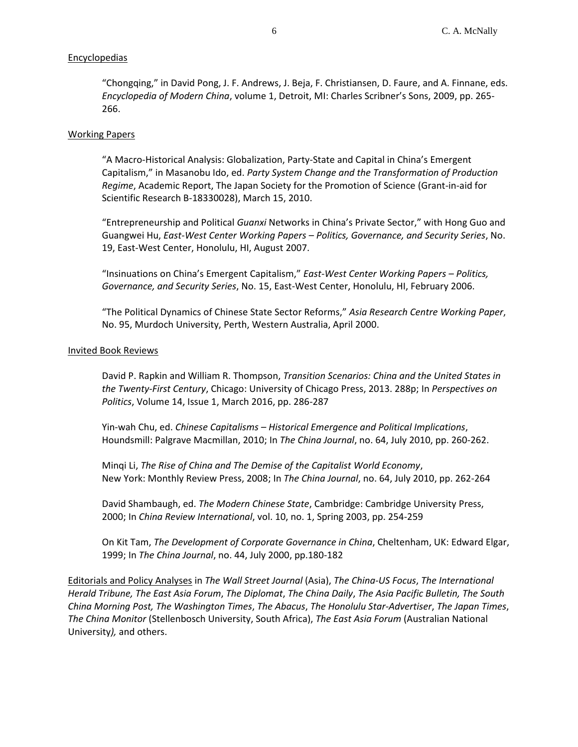Encyclopedias

"Chongqing," in David Pong, J. F. Andrews, J. Beja, F. Christiansen, D. Faure, and A. Finnane, eds. *Encyclopedia of Modern China*, volume 1, Detroit, MI: Charles Scribner's Sons, 2009, pp. 265-266.

Working Papers

"A Macro-Historical Analysis: Globalization, Party-State and Capital in China's Emergent Capitalism," in Masanobu Ido, ed. *Party System Change and the Transformation of Production Regime*, Academic Report, The Japan Society for the Promotion of Science (Grant-in-aid for Scientific Research B-18330028), March 15, 2010.

"Entrepreneurship and Political *Guanxi* Networks in China's Private Sector," with Hong Guo and Guangwei Hu, *East-West Center Working Papers – Politics, Governance, and Security Series*, No. 19, East-West Center, Honolulu, HI, August 2007.

"Insinuations on China's Emergent Capitalism," *East-West Center Working Papers – Politics, Governance, and Security Series*, No. 15, East-West Center, Honolulu, HI, February 2006.

"The Political Dynamics of Chinese State Sector Reforms," *Asia Research Centre Working Paper*, No. 95, Murdoch University, Perth, Western Australia, April 2000.

Invited Book Reviews

David P. Rapkin and William R. Thompson, *Transition Scenarios: China and the United States in the Twenty-First Century*, Chicago: University of Chicago Press, 2013. 288p; In *Perspectives on Politics*, Volume 14, Issue 1, March 2016, pp. 286-287

Yin-wah Chu, ed. *Chinese Capitalisms – Historical Emergence and Political Implications*, Houndsmill: Palgrave Macmillan, 2010; In *The China Journal*, no. 64, July 2010, pp. 260-262.

Minqi Li, *The Rise of China and The Demise of the Capitalist World Economy*, New York: Monthly Review Press, 2008; In *The China Journal*, no. 64, July 2010, pp. 262-264

David Shambaugh, ed. *The Modern Chinese State*, Cambridge: Cambridge University Press, 2000; In *China Review International*, vol. 10, no. 1, Spring 2003, pp. 254-259

On Kit Tam, *The Development of Corporate Governance in China*, Cheltenham, UK: Edward Elgar, 1999; In *The China Journal*, no. 44, July 2000, pp.180-182

Editorials and Policy Analyses in *The Wall Street Journal* (Asia), *The China-US Focus*, *The International Herald Tribune, The East Asia Forum*, *The Diplomat*, *The China Daily*, *The Asia Pacific Bulletin, The South China Morning Post, The Washington Times*, *The Abacus*, *The Honolulu Star-Advertiser*, *The Japan Times*, *The China Monitor* (Stellenbosch University, South Africa), *The East Asia Forum* (Australian National University*),* and others.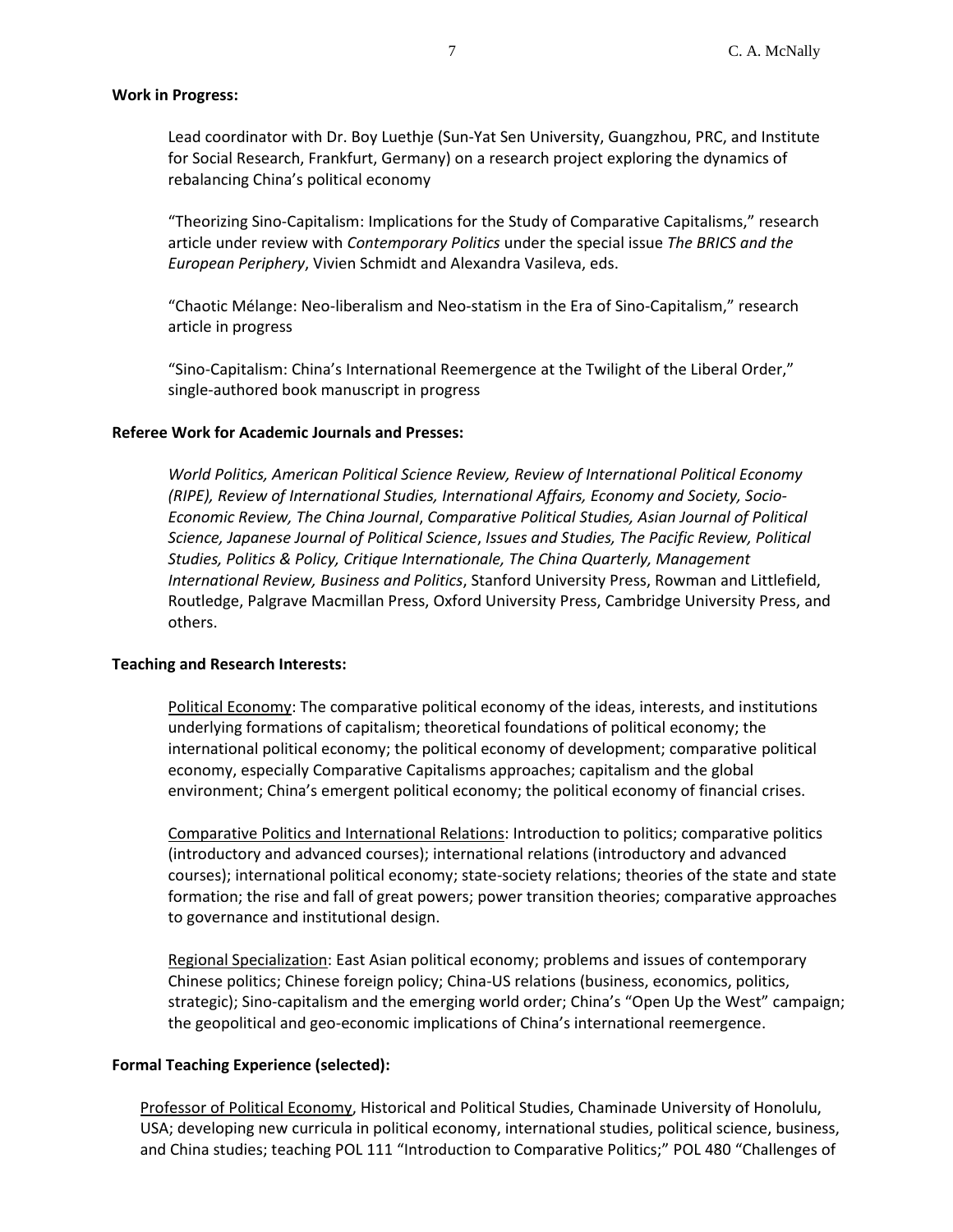**Work in Progress:**

Lead coordinator with Dr. Boy Luethje (Sun-Yat Sen University, Guangzhou, PRC, and Institute for Social Research, Frankfurt, Germany) on a research project exploring the dynamics of rebalancing China's political economy

"Theorizing Sino-Capitalism: Implications for the Study of Comparative Capitalisms," research article under review with *Contemporary Politics* under the special issue *The BRICS and the European Periphery*, Vivien Schmidt and Alexandra Vasileva, eds.

"Chaotic Mélange: Neo-liberalism and Neo-statism in the Era of Sino-Capitalism," research article in progress

"Sino-Capitalism: China's International Reemergence at the Twilight of the Liberal Order," single-authored book manuscript in progress

**Referee Work for Academic Journals and Presses:**

*World Politics, American Political Science Review, Review of International Political Economy (RIPE), Review of International Studies, International Affairs, Economy and Society, Socio-Economic Review, The China Journal*, *Comparative Political Studies, Asian Journal of Political Science, Japanese Journal of Political Science*, *Issues and Studies, The Pacific Review, Political Studies, Politics & Policy, Critique Internationale, The China Quarterly, Management International Review, Business and Politics*, Stanford University Press, Rowman and Littlefield, Routledge, Palgrave Macmillan Press, Oxford University Press, Cambridge University Press, and others.

**Teaching and Research Interests:**

<u>Political Economy</u>: The comparative political economy of the ideas, interests, and institutions underlying formations of capitalism; theoretical foundations of political economy; the international political economy; the political economy of development; comparative political economy, especially Comparative Capitalisms approaches; capitalism and the global environment; China's emergent political economy; the political economy of financial crises.

<u>Comparative Politics and International Relations</u>: Introduction to politics; comparative politics (introductory and advanced courses); international relations (introductory and advanced courses); international political economy; state-society relations; theories of the state and state formation; the rise and fall of great powers; power transition theories; comparative approaches to governance and institutional design.

<u>Regional Specialization</u>: East Asian political economy; problems and issues of contemporary Chinese politics; Chinese foreign policy; China-US relations (business, economics, politics, strategic); Sino-capitalism and the emerging world order; China's "Open Up the West" campaign; the geopolitical and geo-economic implications of China's international reemergence.

**Formal Teaching Experience (selected):**

<u>Professor of Political Economy</u>, Historical and Political Studies, Chaminade University of Honolulu, USA; developing new curricula in political economy, international studies, political science, business, and China studies; teaching POL 111 "Introduction to Comparative Politics;" POL 480 "Challenges of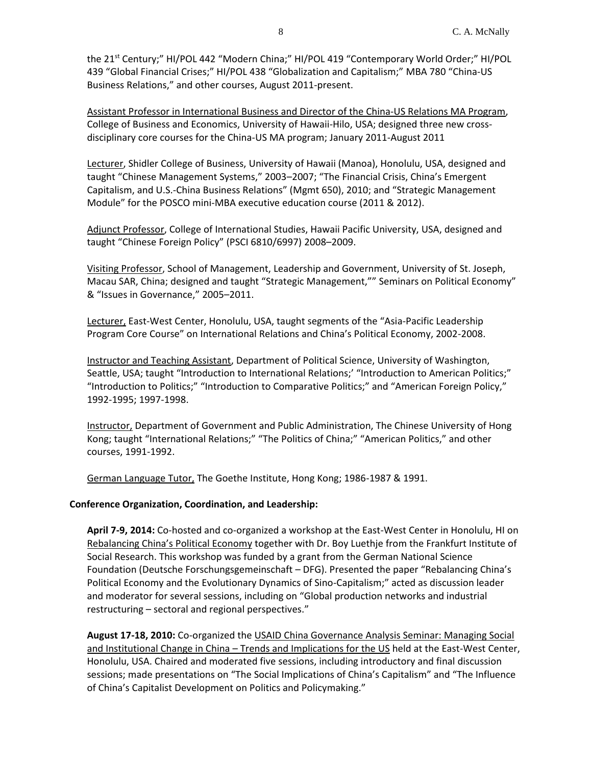the 21st Century;" HI/POL 442 "Modern China;" HI/POL 419 "Contemporary World Order;" HI/POL 439 "Global Financial Crises;" HI/POL 438 "Globalization and Capitalism;" MBA 780 "China-US Business Relations," and other courses, August 2011-present.

Assistant Professor in International Business and Director of the China-US Relations MA Program, College of Business and Economics, University of Hawaii-Hilo, USA; designed three new cross-disciplinary core courses for the China-US MA program; January 2011-August 2011

Lecturer, Shidler College of Business, University of Hawaii (Manoa), Honolulu, USA, designed and taught "Chinese Management Systems," 2003–2007; "The Financial Crisis, China's Emergent Capitalism, and U.S.-China Business Relations" (Mgmt 650), 2010; and "Strategic Management Module" for the POSCO mini-MBA executive education course (2011 & 2012).

Adjunct Professor, College of International Studies, Hawaii Pacific University, USA, designed and taught "Chinese Foreign Policy" (PSCI 6810/6997) 2008–2009.

Visiting Professor, School of Management, Leadership and Government, University of St. Joseph, Macau SAR, China; designed and taught "Strategic Management,"" Seminars on Political Economy" & "Issues in Governance," 2005–2011.

Lecturer, East-West Center, Honolulu, USA, taught segments of the "Asia-Pacific Leadership Program Core Course" on International Relations and China's Political Economy, 2002-2008.

Instructor and Teaching Assistant, Department of Political Science, University of Washington, Seattle, USA; taught "Introduction to International Relations;' "Introduction to American Politics;" "Introduction to Politics;" "Introduction to Comparative Politics;" and "American Foreign Policy," 1992-1995; 1997-1998.

Instructor, Department of Government and Public Administration, The Chinese University of Hong Kong; taught "International Relations;" "The Politics of China;" "American Politics," and other courses, 1991-1992.

German Language Tutor, The Goethe Institute, Hong Kong; 1986-1987 & 1991.

**Conference Organization, Coordination, and Leadership:**

**April 7-9, 2014:** Co-hosted and co-organized a workshop at the East-West Center in Honolulu, HI on Rebalancing China's Political Economy together with Dr. Boy Luethje from the Frankfurt Institute of Social Research. This workshop was funded by a grant from the German National Science Foundation (Deutsche Forschungsgemeinschaft – DFG). Presented the paper "Rebalancing China's Political Economy and the Evolutionary Dynamics of Sino-Capitalism;" acted as discussion leader and moderator for several sessions, including on "Global production networks and industrial restructuring – sectoral and regional perspectives."

**August 17-18, 2010:** Co-organized the USAID China Governance Analysis Seminar: Managing Social and Institutional Change in China – Trends and Implications for the US held at the East-West Center, Honolulu, USA. Chaired and moderated five sessions, including introductory and final discussion sessions; made presentations on "The Social Implications of China's Capitalism" and "The Influence of China's Capitalist Development on Politics and Policymaking."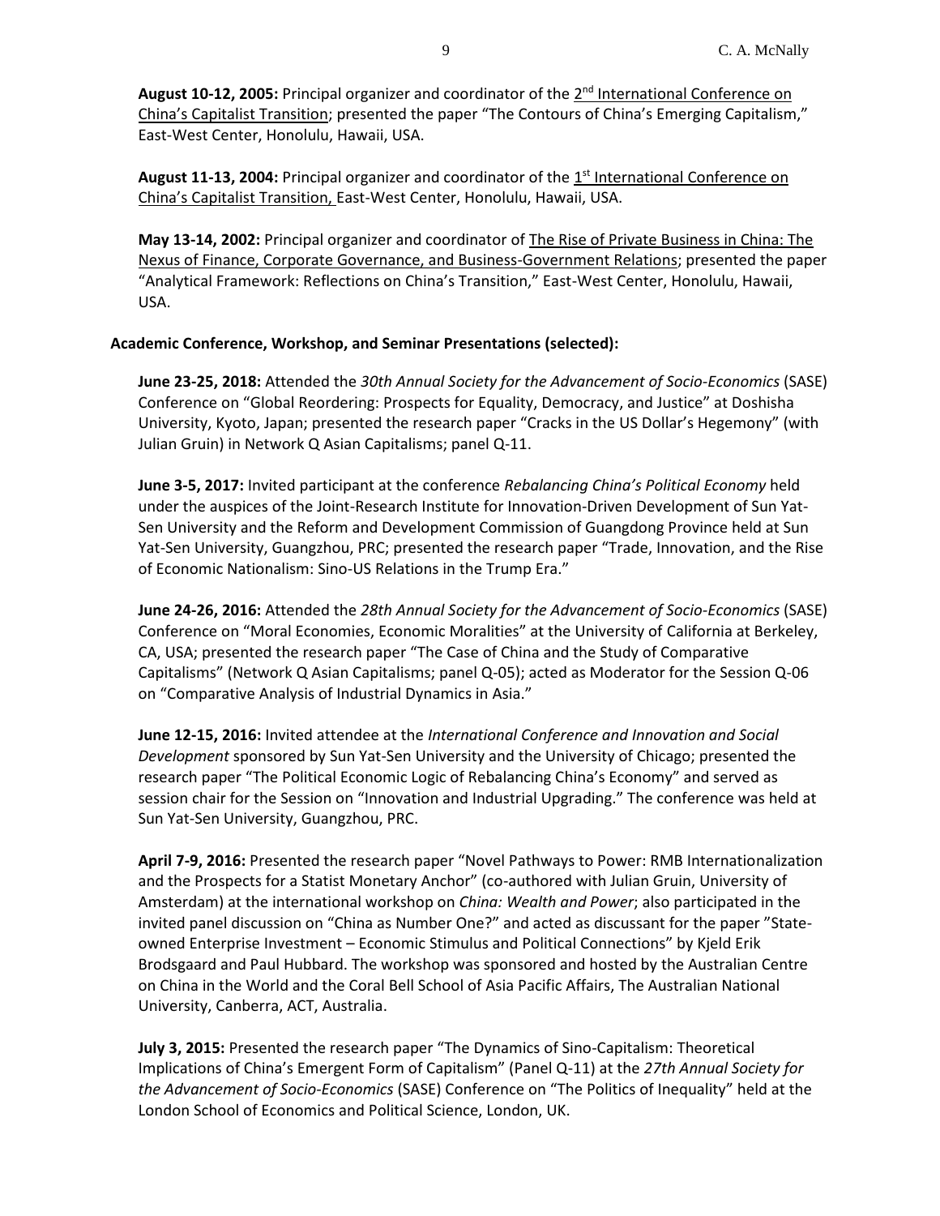**August 10-12, 2005:** Principal organizer and coordinator of the 2nd International Conference on China's Capitalist Transition; presented the paper "The Contours of China's Emerging Capitalism," East-West Center, Honolulu, Hawaii, USA.

**August 11-13, 2004:** Principal organizer and coordinator of the 1st International Conference on China's Capitalist Transition, East-West Center, Honolulu, Hawaii, USA.

**May 13-14, 2002:** Principal organizer and coordinator of The Rise of Private Business in China: The Nexus of Finance, Corporate Governance, and Business-Government Relations; presented the paper "Analytical Framework: Reflections on China's Transition," East-West Center, Honolulu, Hawaii, USA.

**Academic Conference, Workshop, and Seminar Presentations (selected):**

**June 23-25, 2018:** Attended the *30th Annual Society for the Advancement of Socio-Economics* (SASE) Conference on "Global Reordering: Prospects for Equality, Democracy, and Justice" at Doshisha University, Kyoto, Japan; presented the research paper "Cracks in the US Dollar's Hegemony" (with Julian Gruin) in Network Q Asian Capitalisms; panel Q-11.

**June 3-5, 2017:** Invited participant at the conference *Rebalancing China's Political Economy* held under the auspices of the Joint-Research Institute for Innovation-Driven Development of Sun Yat-Sen University and the Reform and Development Commission of Guangdong Province held at Sun Yat-Sen University, Guangzhou, PRC; presented the research paper "Trade, Innovation, and the Rise of Economic Nationalism: Sino-US Relations in the Trump Era."

**June 24-26, 2016:** Attended the *28th Annual Society for the Advancement of Socio-Economics* (SASE) Conference on "Moral Economies, Economic Moralities" at the University of California at Berkeley, CA, USA; presented the research paper "The Case of China and the Study of Comparative Capitalisms" (Network Q Asian Capitalisms; panel Q-05); acted as Moderator for the Session Q-06 on "Comparative Analysis of Industrial Dynamics in Asia."

**June 12-15, 2016:** Invited attendee at the *International Conference and Innovation and Social Development* sponsored by Sun Yat-Sen University and the University of Chicago; presented the research paper "The Political Economic Logic of Rebalancing China's Economy" and served as session chair for the Session on "Innovation and Industrial Upgrading." The conference was held at Sun Yat-Sen University, Guangzhou, PRC.

**April 7-9, 2016:** Presented the research paper "Novel Pathways to Power: RMB Internationalization and the Prospects for a Statist Monetary Anchor" (co-authored with Julian Gruin, University of Amsterdam) at the international workshop on *China: Wealth and Power*; also participated in the invited panel discussion on "China as Number One?" and acted as discussant for the paper "State-owned Enterprise Investment – Economic Stimulus and Political Connections" by Kjeld Erik Brodsgaard and Paul Hubbard. The workshop was sponsored and hosted by the Australian Centre on China in the World and the Coral Bell School of Asia Pacific Affairs, The Australian National University, Canberra, ACT, Australia.

**July 3, 2015:** Presented the research paper "The Dynamics of Sino-Capitalism: Theoretical Implications of China's Emergent Form of Capitalism" (Panel Q-11) at the *27th Annual Society for the Advancement of Socio-Economics* (SASE) Conference on "The Politics of Inequality" held at the London School of Economics and Political Science, London, UK.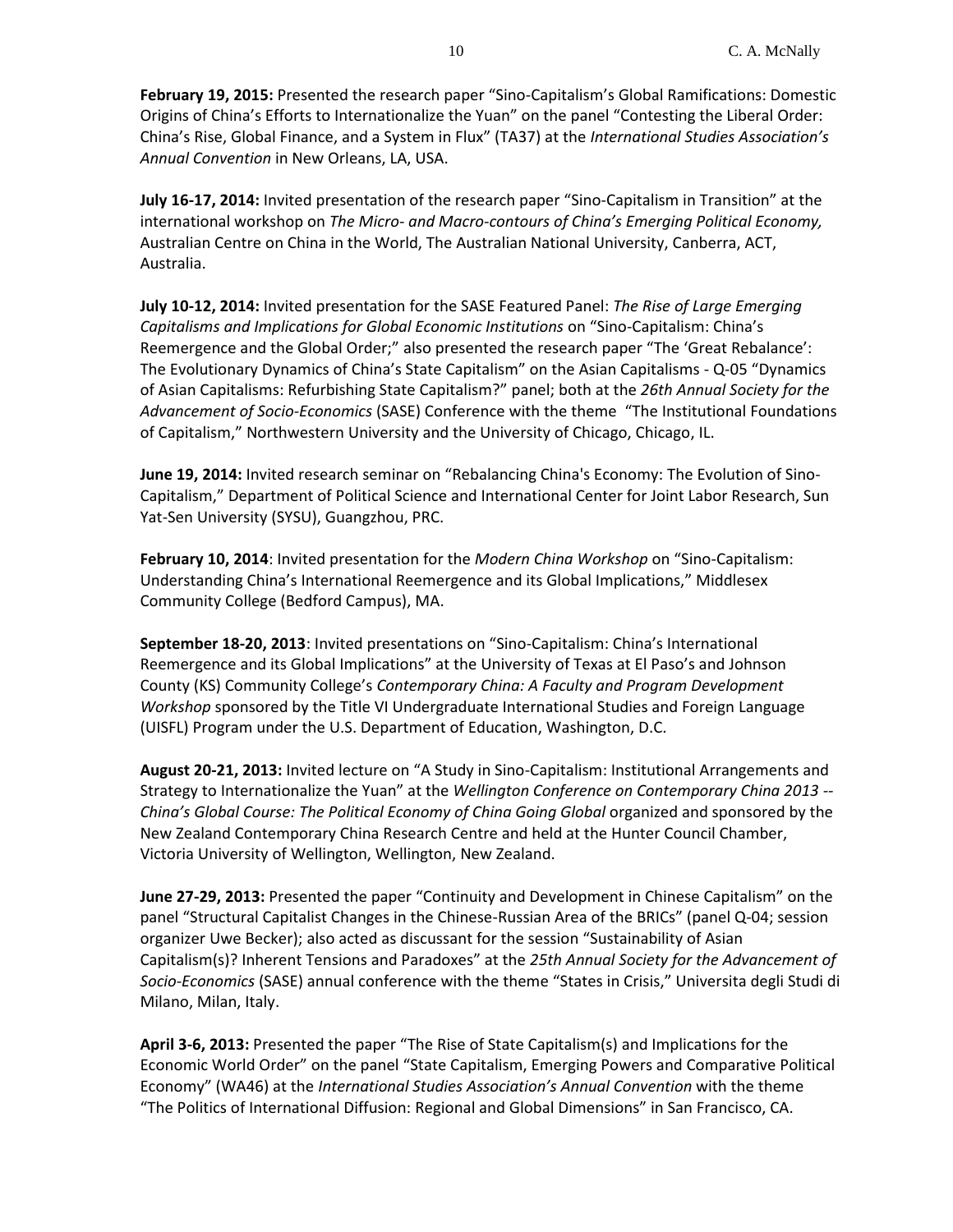**February 19, 2015:** Presented the research paper "Sino-Capitalism's Global Ramifications: Domestic Origins of China's Efforts to Internationalize the Yuan" on the panel "Contesting the Liberal Order: China's Rise, Global Finance, and a System in Flux" (TA37) at the *International Studies Association's Annual Convention* in New Orleans, LA, USA.

**July 16-17, 2014:** Invited presentation of the research paper "Sino-Capitalism in Transition" at the international workshop on *The Micro- and Macro-contours of China's Emerging Political Economy,* Australian Centre on China in the World, The Australian National University, Canberra, ACT, Australia.

**July 10-12, 2014:** Invited presentation for the SASE Featured Panel: *The Rise of Large Emerging Capitalisms and Implications for Global Economic Institutions* on "Sino-Capitalism: China's Reemergence and the Global Order;" also presented the research paper "The 'Great Rebalance': The Evolutionary Dynamics of China's State Capitalism" on the Asian Capitalisms - Q-05 "Dynamics of Asian Capitalisms: Refurbishing State Capitalism?" panel; both at the *26th Annual Society for the Advancement of Socio-Economics* (SASE) Conference with the theme "The Institutional Foundations of Capitalism," Northwestern University and the University of Chicago, Chicago, IL.

**June 19, 2014:** Invited research seminar on "Rebalancing China's Economy: The Evolution of Sino-Capitalism," Department of Political Science and International Center for Joint Labor Research, Sun Yat-Sen University (SYSU), Guangzhou, PRC.

**February 10, 2014**: Invited presentation for the *Modern China Workshop* on "Sino-Capitalism: Understanding China's International Reemergence and its Global Implications," Middlesex Community College (Bedford Campus), MA.

**September 18-20, 2013**: Invited presentations on "Sino-Capitalism: China's International Reemergence and its Global Implications" at the University of Texas at El Paso's and Johnson County (KS) Community College's *Contemporary China: A Faculty and Program Development Workshop* sponsored by the Title VI Undergraduate International Studies and Foreign Language (UISFL) Program under the U.S. Department of Education, Washington, D.C.

**August 20-21, 2013:** Invited lecture on "A Study in Sino-Capitalism: Institutional Arrangements and Strategy to Internationalize the Yuan" at the *Wellington Conference on Contemporary China 2013 -- China's Global Course: The Political Economy of China Going Global* organized and sponsored by the New Zealand Contemporary China Research Centre and held at the Hunter Council Chamber, Victoria University of Wellington, Wellington, New Zealand.

**June 27-29, 2013:** Presented the paper "Continuity and Development in Chinese Capitalism" on the panel "Structural Capitalist Changes in the Chinese-Russian Area of the BRICs" (panel Q-04; session organizer Uwe Becker); also acted as discussant for the session "Sustainability of Asian Capitalism(s)? Inherent Tensions and Paradoxes" at the *25th Annual Society for the Advancement of Socio-Economics* (SASE) annual conference with the theme "States in Crisis," Universita degli Studi di Milano, Milan, Italy.

**April 3-6, 2013:** Presented the paper "The Rise of State Capitalism(s) and Implications for the Economic World Order" on the panel "State Capitalism, Emerging Powers and Comparative Political Economy" (WA46) at the *International Studies Association's Annual Convention* with the theme "The Politics of International Diffusion: Regional and Global Dimensions" in San Francisco, CA.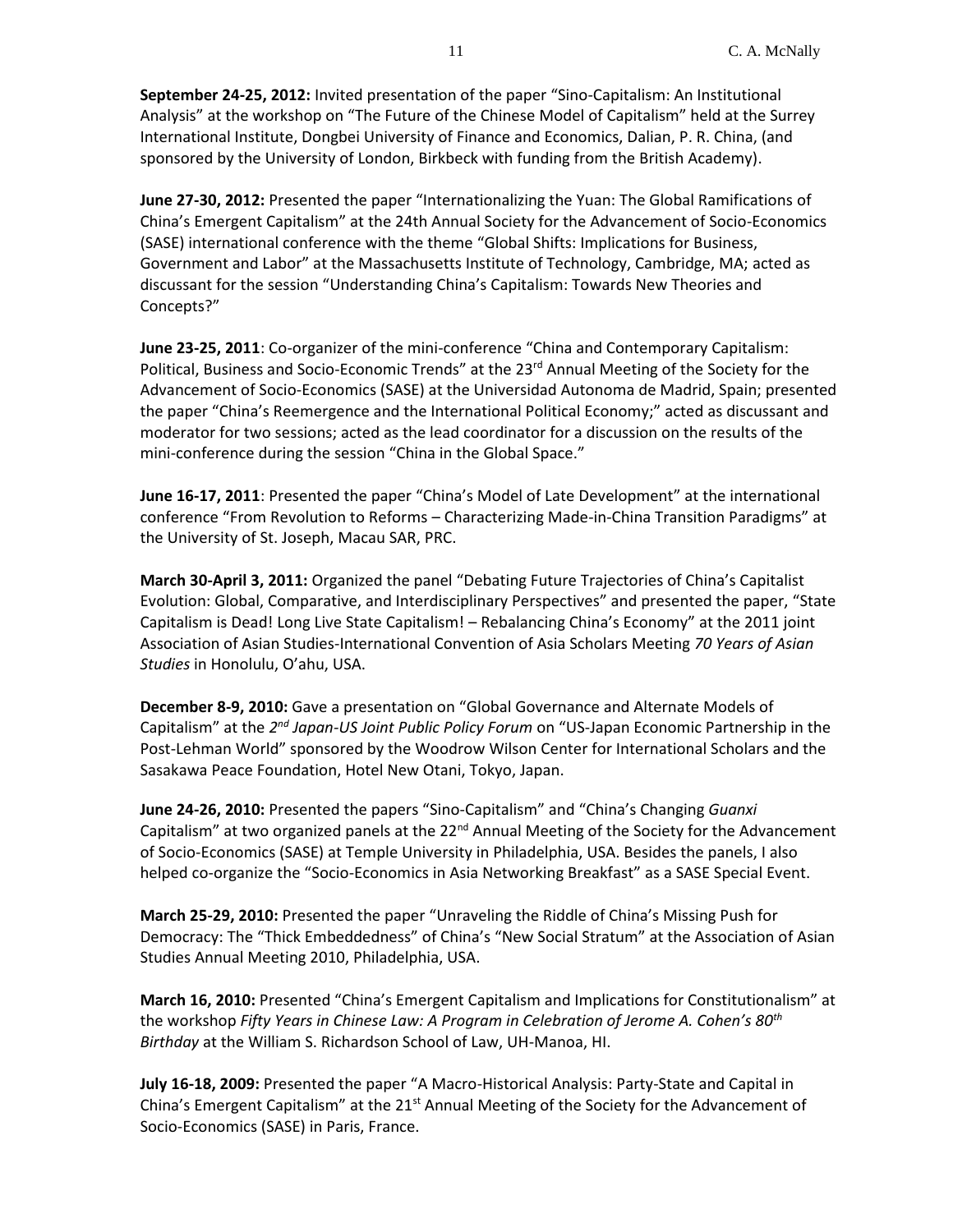**September 24-25, 2012:** Invited presentation of the paper "Sino-Capitalism: An Institutional Analysis" at the workshop on "The Future of the Chinese Model of Capitalism" held at the Surrey International Institute, Dongbei University of Finance and Economics, Dalian, P. R. China, (and sponsored by the University of London, Birkbeck with funding from the British Academy).

**June 27-30, 2012:** Presented the paper "Internationalizing the Yuan: The Global Ramifications of China's Emergent Capitalism" at the 24th Annual Society for the Advancement of Socio-Economics (SASE) international conference with the theme "Global Shifts: Implications for Business, Government and Labor" at the Massachusetts Institute of Technology, Cambridge, MA; acted as discussant for the session "Understanding China's Capitalism: Towards New Theories and Concepts?"

**June 23-25, 2011**: Co-organizer of the mini-conference "China and Contemporary Capitalism: Political, Business and Socio-Economic Trends" at the 23rd Annual Meeting of the Society for the Advancement of Socio-Economics (SASE) at the Universidad Autonoma de Madrid, Spain; presented the paper "China's Reemergence and the International Political Economy;" acted as discussant and moderator for two sessions; acted as the lead coordinator for a discussion on the results of the mini-conference during the session "China in the Global Space."

**June 16-17, 2011**: Presented the paper "China's Model of Late Development" at the international conference "From Revolution to Reforms – Characterizing Made-in-China Transition Paradigms" at the University of St. Joseph, Macau SAR, PRC.

**March 30-April 3, 2011:** Organized the panel "Debating Future Trajectories of China's Capitalist Evolution: Global, Comparative, and Interdisciplinary Perspectives" and presented the paper, "State Capitalism is Dead! Long Live State Capitalism! – Rebalancing China's Economy" at the 2011 joint Association of Asian Studies-International Convention of Asia Scholars Meeting *70 Years of Asian Studies* in Honolulu, O'ahu, USA.

**December 8-9, 2010:** Gave a presentation on "Global Governance and Alternate Models of Capitalism" at the *2nd Japan-US Joint Public Policy Forum* on "US-Japan Economic Partnership in the Post-Lehman World" sponsored by the Woodrow Wilson Center for International Scholars and the Sasakawa Peace Foundation, Hotel New Otani, Tokyo, Japan.

**June 24-26, 2010:** Presented the papers "Sino-Capitalism" and "China's Changing *Guanxi* Capitalism" at two organized panels at the 22nd Annual Meeting of the Society for the Advancement of Socio-Economics (SASE) at Temple University in Philadelphia, USA. Besides the panels, I also helped co-organize the "Socio-Economics in Asia Networking Breakfast" as a SASE Special Event.

**March 25-29, 2010:** Presented the paper "Unraveling the Riddle of China's Missing Push for Democracy: The "Thick Embeddedness" of China's "New Social Stratum" at the Association of Asian Studies Annual Meeting 2010, Philadelphia, USA.

**March 16, 2010:** Presented "China's Emergent Capitalism and Implications for Constitutionalism" at the workshop *Fifty Years in Chinese Law: A Program in Celebration of Jerome A. Cohen's 80th Birthday* at the William S. Richardson School of Law, UH-Manoa, HI.

**July 16-18, 2009:** Presented the paper "A Macro-Historical Analysis: Party-State and Capital in China's Emergent Capitalism" at the 21st Annual Meeting of the Society for the Advancement of Socio-Economics (SASE) in Paris, France.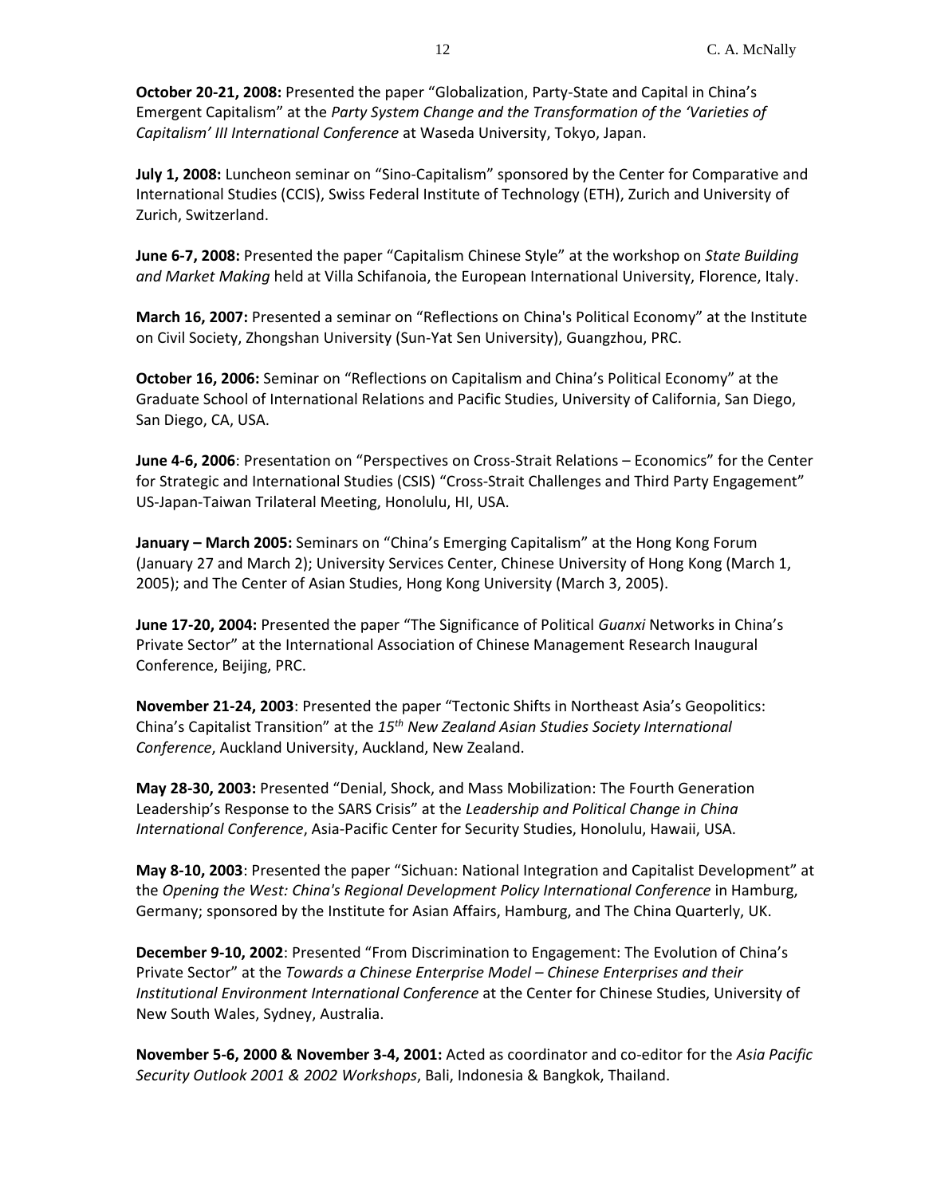**October 20-21, 2008:** Presented the paper “Globalization, Party-State and Capital in China’s Emergent Capitalism” at the *Party System Change and the Transformation of the ‘Varieties of Capitalism’ III International Conference* at Waseda University, Tokyo, Japan.

**July 1, 2008:** Luncheon seminar on “Sino-Capitalism” sponsored by the Center for Comparative and International Studies (CCIS), Swiss Federal Institute of Technology (ETH), Zurich and University of Zurich, Switzerland.

**June 6-7, 2008:** Presented the paper “Capitalism Chinese Style” at the workshop on *State Building and Market Making* held at Villa Schifanoia, the European International University, Florence, Italy.

**March 16, 2007:** Presented a seminar on “Reflections on China's Political Economy” at the Institute on Civil Society, Zhongshan University (Sun-Yat Sen University), Guangzhou, PRC.

**October 16, 2006:** Seminar on “Reflections on Capitalism and China’s Political Economy” at the Graduate School of International Relations and Pacific Studies, University of California, San Diego, San Diego, CA, USA.

**June 4-6, 2006**: Presentation on “Perspectives on Cross-Strait Relations – Economics” for the Center for Strategic and International Studies (CSIS) “Cross-Strait Challenges and Third Party Engagement” US-Japan-Taiwan Trilateral Meeting, Honolulu, HI, USA.

**January – March 2005:** Seminars on “China’s Emerging Capitalism” at the Hong Kong Forum (January 27 and March 2); University Services Center, Chinese University of Hong Kong (March 1, 2005); and The Center of Asian Studies, Hong Kong University (March 3, 2005).

**June 17-20, 2004:** Presented the paper “The Significance of Political *Guanxi* Networks in China’s Private Sector” at the International Association of Chinese Management Research Inaugural Conference, Beijing, PRC.

**November 21-24, 2003**: Presented the paper “Tectonic Shifts in Northeast Asia’s Geopolitics: China’s Capitalist Transition” at the *15th New Zealand Asian Studies Society International Conference*, Auckland University, Auckland, New Zealand.

**May 28-30, 2003:** Presented “Denial, Shock, and Mass Mobilization: The Fourth Generation Leadership’s Response to the SARS Crisis” at the *Leadership and Political Change in China International Conference*, Asia-Pacific Center for Security Studies, Honolulu, Hawaii, USA.

**May 8-10, 2003**: Presented the paper “Sichuan: National Integration and Capitalist Development” at the *Opening the West: China's Regional Development Policy International Conference* in Hamburg, Germany; sponsored by the Institute for Asian Affairs, Hamburg, and The China Quarterly, UK.

**December 9-10, 2002**: Presented “From Discrimination to Engagement: The Evolution of China’s Private Sector” at the *Towards a Chinese Enterprise Model – Chinese Enterprises and their Institutional Environment International Conference* at the Center for Chinese Studies, University of New South Wales, Sydney, Australia.

**November 5-6, 2000 & November 3-4, 2001:** Acted as coordinator and co-editor for the *Asia Pacific Security Outlook 2001 & 2002 Workshops*, Bali, Indonesia & Bangkok, Thailand.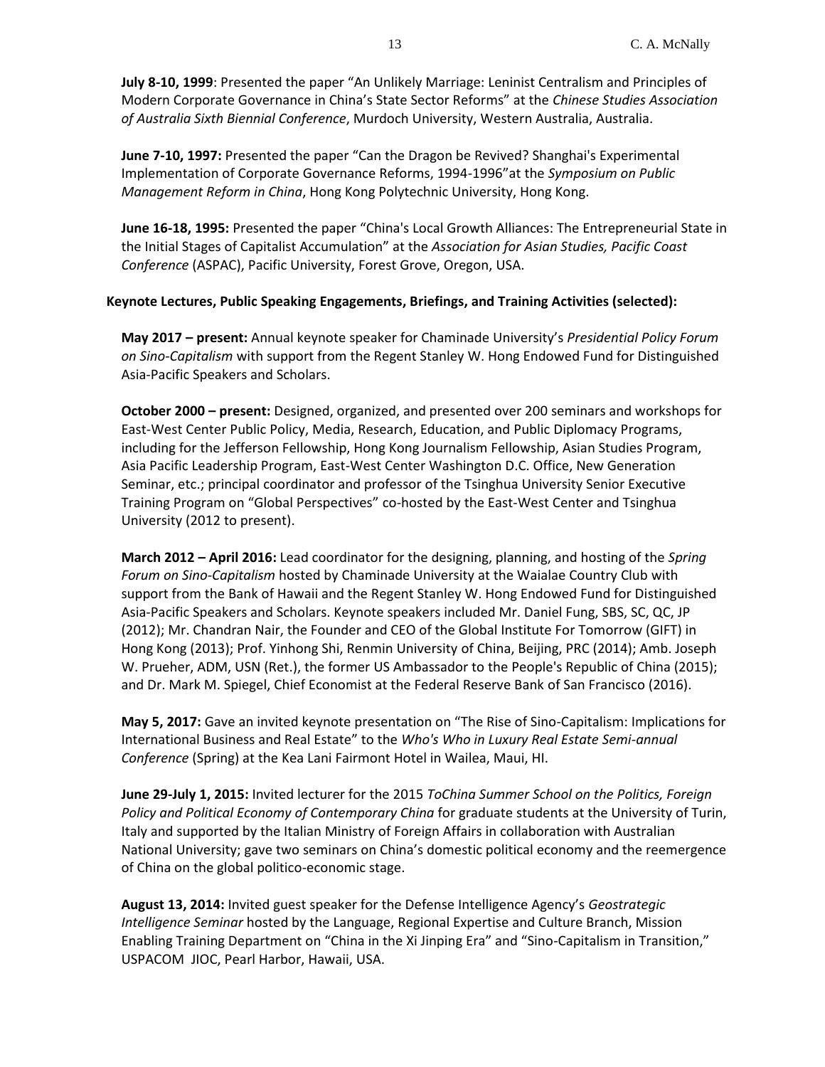**July 8-10, 1999**: Presented the paper "An Unlikely Marriage: Leninist Centralism and Principles of Modern Corporate Governance in China's State Sector Reforms" at the *Chinese Studies Association of Australia Sixth Biennial Conference*, Murdoch University, Western Australia, Australia.

**June 7-10, 1997:** Presented the paper "Can the Dragon be Revived? Shanghai's Experimental Implementation of Corporate Governance Reforms, 1994-1996"at the *Symposium on Public Management Reform in China*, Hong Kong Polytechnic University, Hong Kong.

**June 16-18, 1995:** Presented the paper "China's Local Growth Alliances: The Entrepreneurial State in the Initial Stages of Capitalist Accumulation" at the *Association for Asian Studies, Pacific Coast Conference* (ASPAC), Pacific University, Forest Grove, Oregon, USA.

**Keynote Lectures, Public Speaking Engagements, Briefings, and Training Activities (selected):**

**May 2017 – present:** Annual keynote speaker for Chaminade University's *Presidential Policy Forum on Sino-Capitalism* with support from the Regent Stanley W. Hong Endowed Fund for Distinguished Asia-Pacific Speakers and Scholars.

**October 2000 – present:** Designed, organized, and presented over 200 seminars and workshops for East-West Center Public Policy, Media, Research, Education, and Public Diplomacy Programs, including for the Jefferson Fellowship, Hong Kong Journalism Fellowship, Asian Studies Program, Asia Pacific Leadership Program, East-West Center Washington D.C. Office, New Generation Seminar, etc.; principal coordinator and professor of the Tsinghua University Senior Executive Training Program on "Global Perspectives" co-hosted by the East-West Center and Tsinghua University (2012 to present).

**March 2012 – April 2016:** Lead coordinator for the designing, planning, and hosting of the *Spring Forum on Sino-Capitalism* hosted by Chaminade University at the Waialae Country Club with support from the Bank of Hawaii and the Regent Stanley W. Hong Endowed Fund for Distinguished Asia-Pacific Speakers and Scholars. Keynote speakers included Mr. Daniel Fung, SBS, SC, QC, JP (2012); Mr. Chandran Nair, the Founder and CEO of the Global Institute For Tomorrow (GIFT) in Hong Kong (2013); Prof. Yinhong Shi, Renmin University of China, Beijing, PRC (2014); Amb. Joseph W. Prueher, ADM, USN (Ret.), the former US Ambassador to the People's Republic of China (2015); and Dr. Mark M. Spiegel, Chief Economist at the Federal Reserve Bank of San Francisco (2016).

**May 5, 2017:** Gave an invited keynote presentation on "The Rise of Sino-Capitalism: Implications for International Business and Real Estate" to the *Who's Who in Luxury Real Estate Semi-annual Conference* (Spring) at the Kea Lani Fairmont Hotel in Wailea, Maui, HI.

**June 29-July 1, 2015:** Invited lecturer for the 2015 *ToChina Summer School on the Politics, Foreign Policy and Political Economy of Contemporary China* for graduate students at the University of Turin, Italy and supported by the Italian Ministry of Foreign Affairs in collaboration with Australian National University; gave two seminars on China's domestic political economy and the reemergence of China on the global politico-economic stage.

**August 13, 2014:** Invited guest speaker for the Defense Intelligence Agency's *Geostrategic Intelligence Seminar* hosted by the Language, Regional Expertise and Culture Branch, Mission Enabling Training Department on "China in the Xi Jinping Era" and "Sino-Capitalism in Transition," USPACOM JIOC, Pearl Harbor, Hawaii, USA.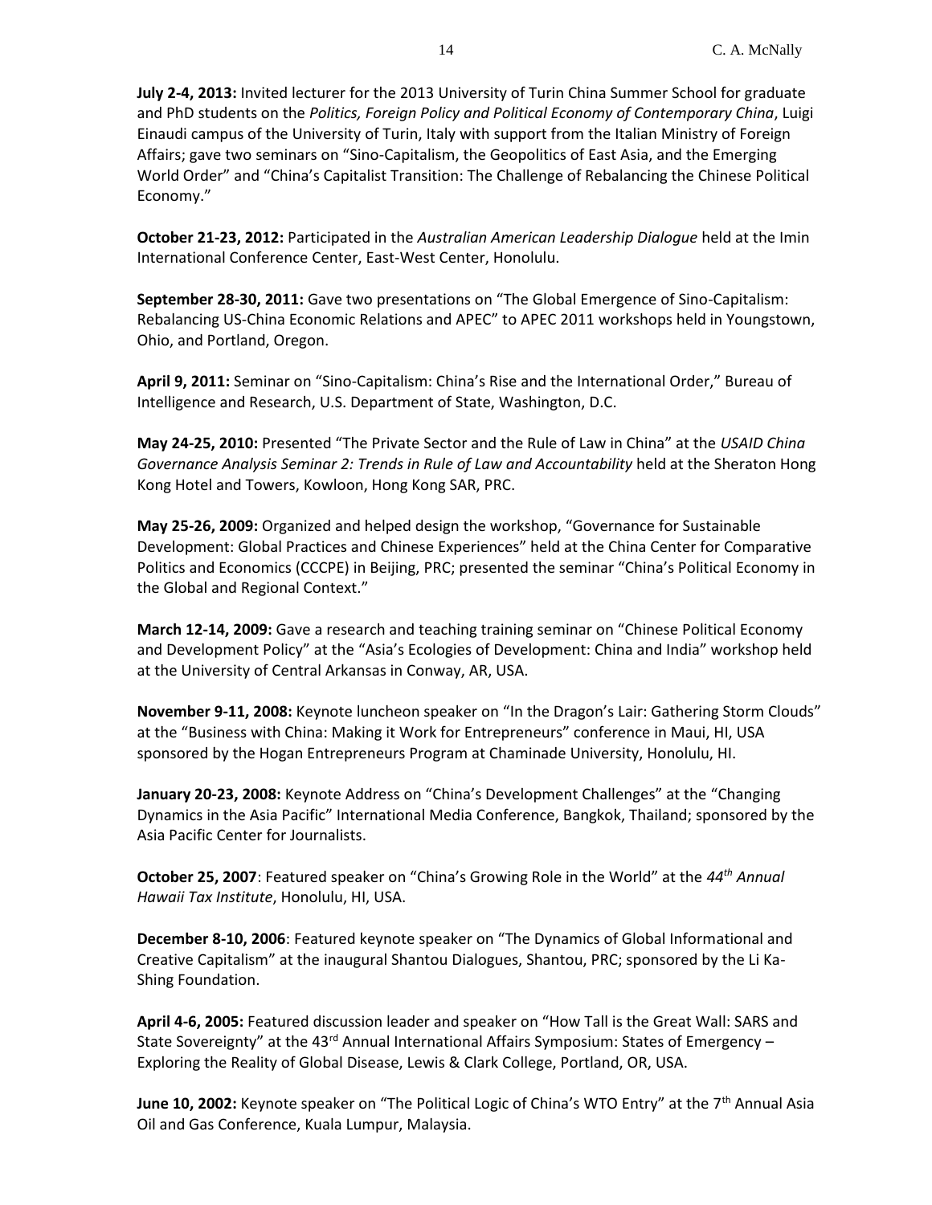**July 2-4, 2013:** Invited lecturer for the 2013 University of Turin China Summer School for graduate and PhD students on the *Politics, Foreign Policy and Political Economy of Contemporary China*, Luigi Einaudi campus of the University of Turin, Italy with support from the Italian Ministry of Foreign Affairs; gave two seminars on "Sino-Capitalism, the Geopolitics of East Asia, and the Emerging World Order" and "China's Capitalist Transition: The Challenge of Rebalancing the Chinese Political Economy."

**October 21-23, 2012:** Participated in the *Australian American Leadership Dialogue* held at the Imin International Conference Center, East-West Center, Honolulu.

**September 28-30, 2011:** Gave two presentations on "The Global Emergence of Sino-Capitalism: Rebalancing US-China Economic Relations and APEC" to APEC 2011 workshops held in Youngstown, Ohio, and Portland, Oregon.

**April 9, 2011:** Seminar on "Sino-Capitalism: China's Rise and the International Order," Bureau of Intelligence and Research, U.S. Department of State, Washington, D.C.

**May 24-25, 2010:** Presented "The Private Sector and the Rule of Law in China" at the *USAID China Governance Analysis Seminar 2: Trends in Rule of Law and Accountability* held at the Sheraton Hong Kong Hotel and Towers, Kowloon, Hong Kong SAR, PRC.

**May 25-26, 2009:** Organized and helped design the workshop, "Governance for Sustainable Development: Global Practices and Chinese Experiences" held at the China Center for Comparative Politics and Economics (CCCPE) in Beijing, PRC; presented the seminar "China's Political Economy in the Global and Regional Context."

**March 12-14, 2009:** Gave a research and teaching training seminar on "Chinese Political Economy and Development Policy" at the "Asia's Ecologies of Development: China and India" workshop held at the University of Central Arkansas in Conway, AR, USA.

**November 9-11, 2008:** Keynote luncheon speaker on "In the Dragon's Lair: Gathering Storm Clouds" at the "Business with China: Making it Work for Entrepreneurs" conference in Maui, HI, USA sponsored by the Hogan Entrepreneurs Program at Chaminade University, Honolulu, HI.

**January 20-23, 2008:** Keynote Address on "China's Development Challenges" at the "Changing Dynamics in the Asia Pacific" International Media Conference, Bangkok, Thailand; sponsored by the Asia Pacific Center for Journalists.

**October 25, 2007**: Featured speaker on "China's Growing Role in the World" at the *44th Annual Hawaii Tax Institute*, Honolulu, HI, USA.

**December 8-10, 2006**: Featured keynote speaker on "The Dynamics of Global Informational and Creative Capitalism" at the inaugural Shantou Dialogues, Shantou, PRC; sponsored by the Li Ka-Shing Foundation.

**April 4-6, 2005:** Featured discussion leader and speaker on "How Tall is the Great Wall: SARS and State Sovereignty" at the 43rd Annual International Affairs Symposium: States of Emergency – Exploring the Reality of Global Disease, Lewis & Clark College, Portland, OR, USA.

**June 10, 2002:** Keynote speaker on "The Political Logic of China's WTO Entry" at the 7th Annual Asia Oil and Gas Conference, Kuala Lumpur, Malaysia.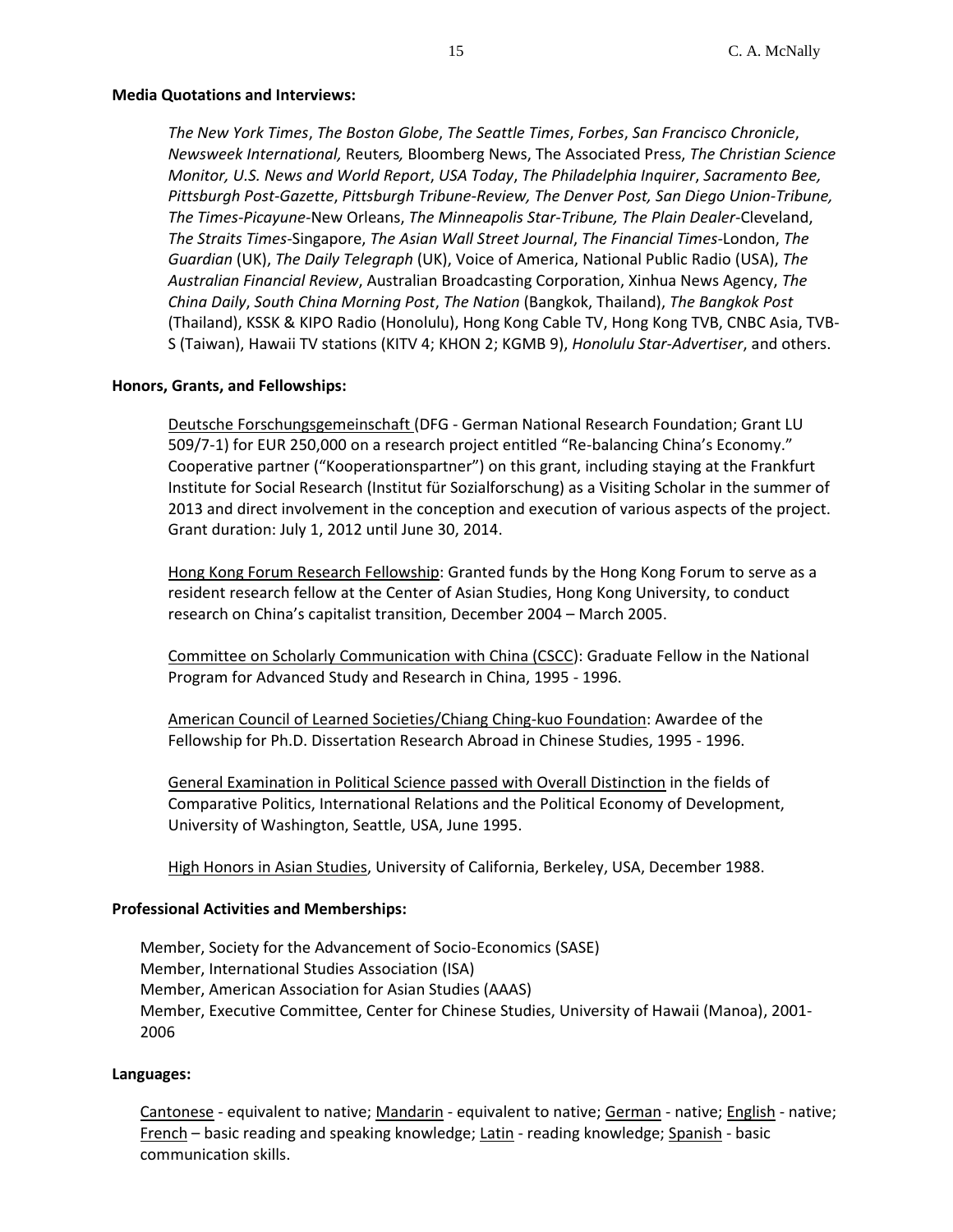**Media Quotations and Interviews:**

*The New York Times*, *The Boston Globe*, *The Seattle Times*, *Forbes*, *San Francisco Chronicle*, *Newsweek International,* Reuters*,* Bloomberg News, The Associated Press, *The Christian Science Monitor, U.S. News and World Report*, *USA Today*, *The Philadelphia Inquirer*, *Sacramento Bee, Pittsburgh Post-Gazette*, *Pittsburgh Tribune-Review, The Denver Post, San Diego Union-Tribune, The Times-Picayune*-New Orleans, *The Minneapolis Star-Tribune, The Plain Dealer*-Cleveland, *The Straits Times*-Singapore, *The Asian Wall Street Journal*, *The Financial Times*-London, *The Guardian* (UK), *The Daily Telegraph* (UK), Voice of America, National Public Radio (USA), *The Australian Financial Review*, Australian Broadcasting Corporation, Xinhua News Agency, *The China Daily*, *South China Morning Post*, *The Nation* (Bangkok, Thailand), *The Bangkok Post* (Thailand), KSSK & KIPO Radio (Honolulu), Hong Kong Cable TV, Hong Kong TVB, CNBC Asia, TVB-S (Taiwan), Hawaii TV stations (KITV 4; KHON 2; KGMB 9), *Honolulu Star-Advertiser*, and others.

**Honors, Grants, and Fellowships:**

Deutsche Forschungsgemeinschaft (DFG - German National Research Foundation; Grant LU 509/7-1) for EUR 250,000 on a research project entitled "Re-balancing China's Economy." Cooperative partner ("Kooperationspartner") on this grant, including staying at the Frankfurt Institute for Social Research (Institut für Sozialforschung) as a Visiting Scholar in the summer of 2013 and direct involvement in the conception and execution of various aspects of the project. Grant duration: July 1, 2012 until June 30, 2014.

Hong Kong Forum Research Fellowship: Granted funds by the Hong Kong Forum to serve as a resident research fellow at the Center of Asian Studies, Hong Kong University, to conduct research on China's capitalist transition, December 2004 – March 2005.

Committee on Scholarly Communication with China (CSCC): Graduate Fellow in the National Program for Advanced Study and Research in China, 1995 - 1996.

American Council of Learned Societies/Chiang Ching-kuo Foundation: Awardee of the Fellowship for Ph.D. Dissertation Research Abroad in Chinese Studies, 1995 - 1996.

General Examination in Political Science passed with Overall Distinction in the fields of Comparative Politics, International Relations and the Political Economy of Development, University of Washington, Seattle, USA, June 1995.

High Honors in Asian Studies, University of California, Berkeley, USA, December 1988.

**Professional Activities and Memberships:**

Member, Society for the Advancement of Socio-Economics (SASE)
Member, International Studies Association (ISA)
Member, American Association for Asian Studies (AAAS)
Member, Executive Committee, Center for Chinese Studies, University of Hawaii (Manoa), 2001-2006

**Languages:**

Cantonese - equivalent to native; Mandarin - equivalent to native; German - native; English - native; French – basic reading and speaking knowledge; Latin - reading knowledge; Spanish - basic communication skills.